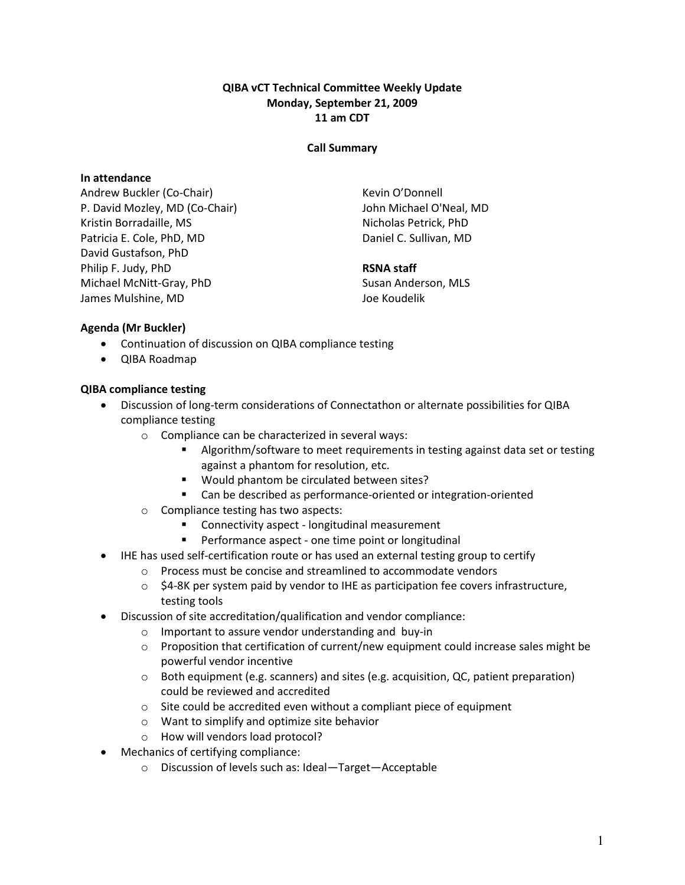# QIBA vCT Technical Committee Weekly Update
## Monday, September 21, 2009
## 11 am CDT

### Call Summary

**In attendance**

Andrew Buckler (Co-Chair)
P. David Mozley, MD (Co-Chair)
Kristin Borradaille, MS
Patricia E. Cole, PhD, MD
David Gustafson, PhD
Philip F. Judy, PhD
Michael McNitt-Gray, PhD
James Mulshine, MD
Kevin O'Donnell
John Michael O'Neal, MD
Nicholas Petrick, PhD
Daniel C. Sullivan, MD

**RSNA staff**

Susan Anderson, MLS
Joe Koudelik

**Agenda (Mr Buckler)**

- Continuation of discussion on QIBA compliance testing
- QIBA Roadmap

**QIBA compliance testing**

- Discussion of long-term considerations of Connectathon or alternate possibilities for QIBA compliance testing
  - Compliance can be characterized in several ways:
    - Algorithm/software to meet requirements in testing against data set or testing against a phantom for resolution, etc.
    - Would phantom be circulated between sites?
    - Can be described as performance-oriented or integration-oriented
  - Compliance testing has two aspects:
    - Connectivity aspect - longitudinal measurement
    - Performance aspect - one time point or longitudinal
- IHE has used self-certification route or has used an external testing group to certify
  - Process must be concise and streamlined to accommodate vendors
  - $4-8K per system paid by vendor to IHE as participation fee covers infrastructure, testing tools
- Discussion of site accreditation/qualification and vendor compliance:
  - Important to assure vendor understanding and buy-in
  - Proposition that certification of current/new equipment could increase sales might be powerful vendor incentive
  - Both equipment (e.g. scanners) and sites (e.g. acquisition, QC, patient preparation) could be reviewed and accredited
  - Site could be accredited even without a compliant piece of equipment
  - Want to simplify and optimize site behavior
  - How will vendors load protocol?
- Mechanics of certifying compliance:
  - Discussion of levels such as: Ideal—Target—Acceptable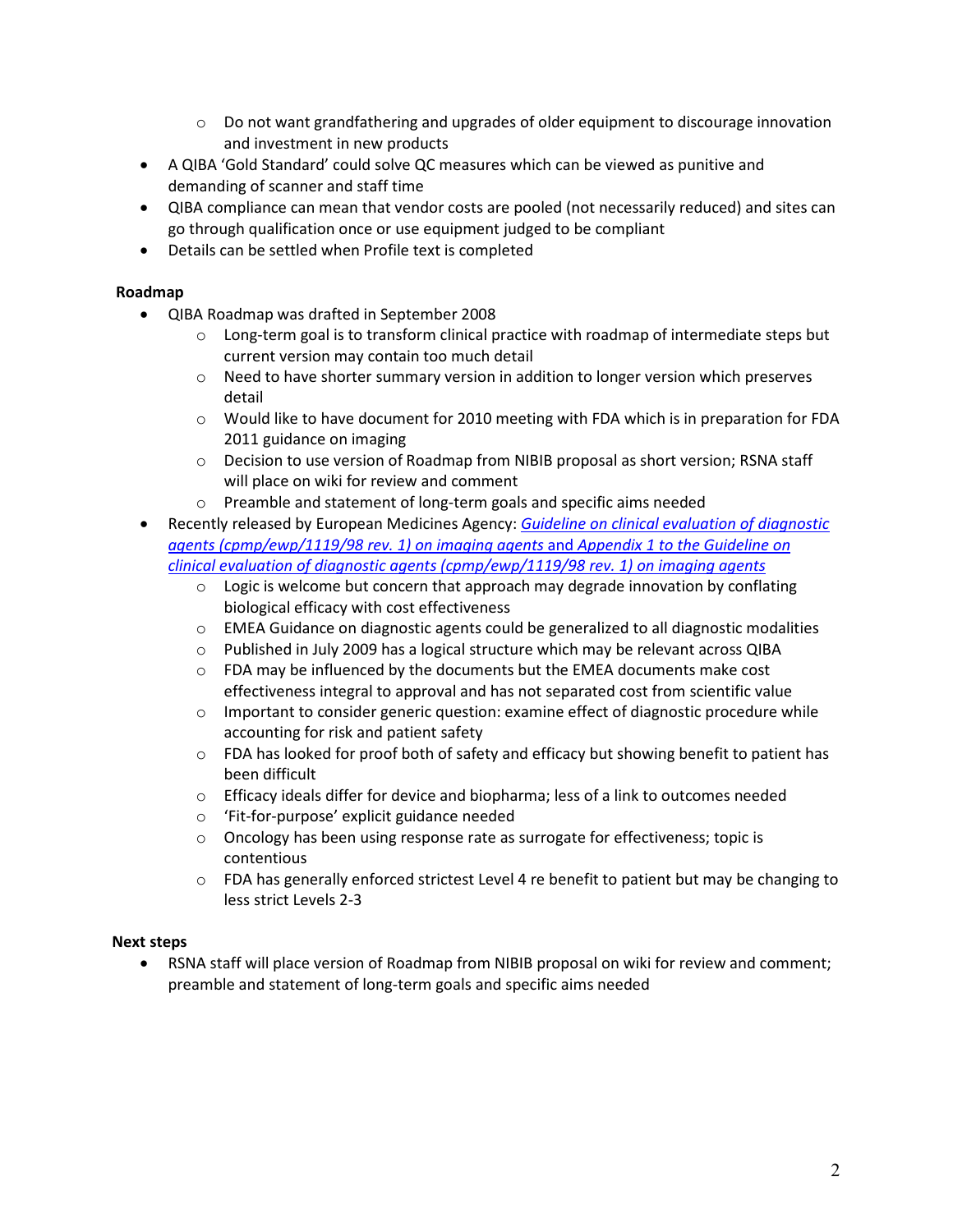- Do not want grandfathering and upgrades of older equipment to discourage innovation and investment in new products
- A QIBA 'Gold Standard' could solve QC measures which can be viewed as punitive and demanding of scanner and staff time
- QIBA compliance can mean that vendor costs are pooled (not necessarily reduced) and sites can go through qualification once or use equipment judged to be compliant
- Details can be settled when Profile text is completed

**Roadmap**

- QIBA Roadmap was drafted in September 2008
    - Long-term goal is to transform clinical practice with roadmap of intermediate steps but current version may contain too much detail
    - Need to have shorter summary version in addition to longer version which preserves detail
    - Would like to have document for 2010 meeting with FDA which is in preparation for FDA 2011 guidance on imaging
    - Decision to use version of Roadmap from NIBIB proposal as short version; RSNA staff will place on wiki for review and comment
    - Preamble and statement of long-term goals and specific aims needed
- Recently released by European Medicines Agency: *Guideline on clinical evaluation of diagnostic agents (cpmp/ewp/1119/98 rev. 1) on imaging agents* and *Appendix 1 to the Guideline on clinical evaluation of diagnostic agents (cpmp/ewp/1119/98 rev. 1) on imaging agents*
    - Logic is welcome but concern that approach may degrade innovation by conflating biological efficacy with cost effectiveness
    - EMEA Guidance on diagnostic agents could be generalized to all diagnostic modalities
    - Published in July 2009 has a logical structure which may be relevant across QIBA
    - FDA may be influenced by the documents but the EMEA documents make cost effectiveness integral to approval and has not separated cost from scientific value
    - Important to consider generic question: examine effect of diagnostic procedure while accounting for risk and patient safety
    - FDA has looked for proof both of safety and efficacy but showing benefit to patient has been difficult
    - Efficacy ideals differ for device and biopharma; less of a link to outcomes needed
    - 'Fit-for-purpose' explicit guidance needed
    - Oncology has been using response rate as surrogate for effectiveness; topic is contentious
    - FDA has generally enforced strictest Level 4 re benefit to patient but may be changing to less strict Levels 2-3

**Next steps**

- RSNA staff will place version of Roadmap from NIBIB proposal on wiki for review and comment; preamble and statement of long-term goals and specific aims needed